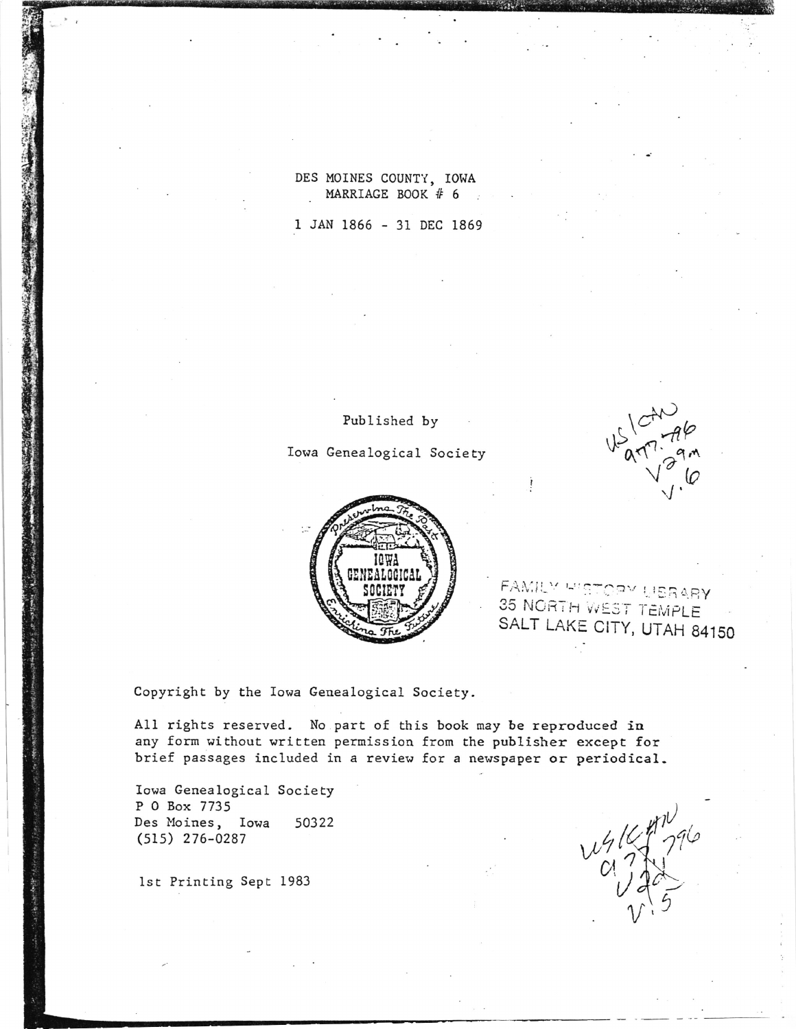# DES MOINES COUNTY, IOWA
## MARRIAGE BOOK # 6

1 JAN 1866 - 31 DEC 1869

Published by

Iowa Genealogical Society

US/CAN 977.796 V29m V.6

FAMILY HISTORY LIBRARY
35 NORTH WEST TEMPLE
SALT LAKE CITY, UTAH 84150

Copyright by the Iowa Genealogical Society.

All rights reserved. No part of this book may be reproduced in any form without written permission from the publisher except for brief passages included in a review for a newspaper or periodical.

Iowa Genealogical Society
P O Box 7735
Des Moines, Iowa 50322
(515) 276-0287

1st Printing Sept 1983

US/CAN 977.796 V29 V.5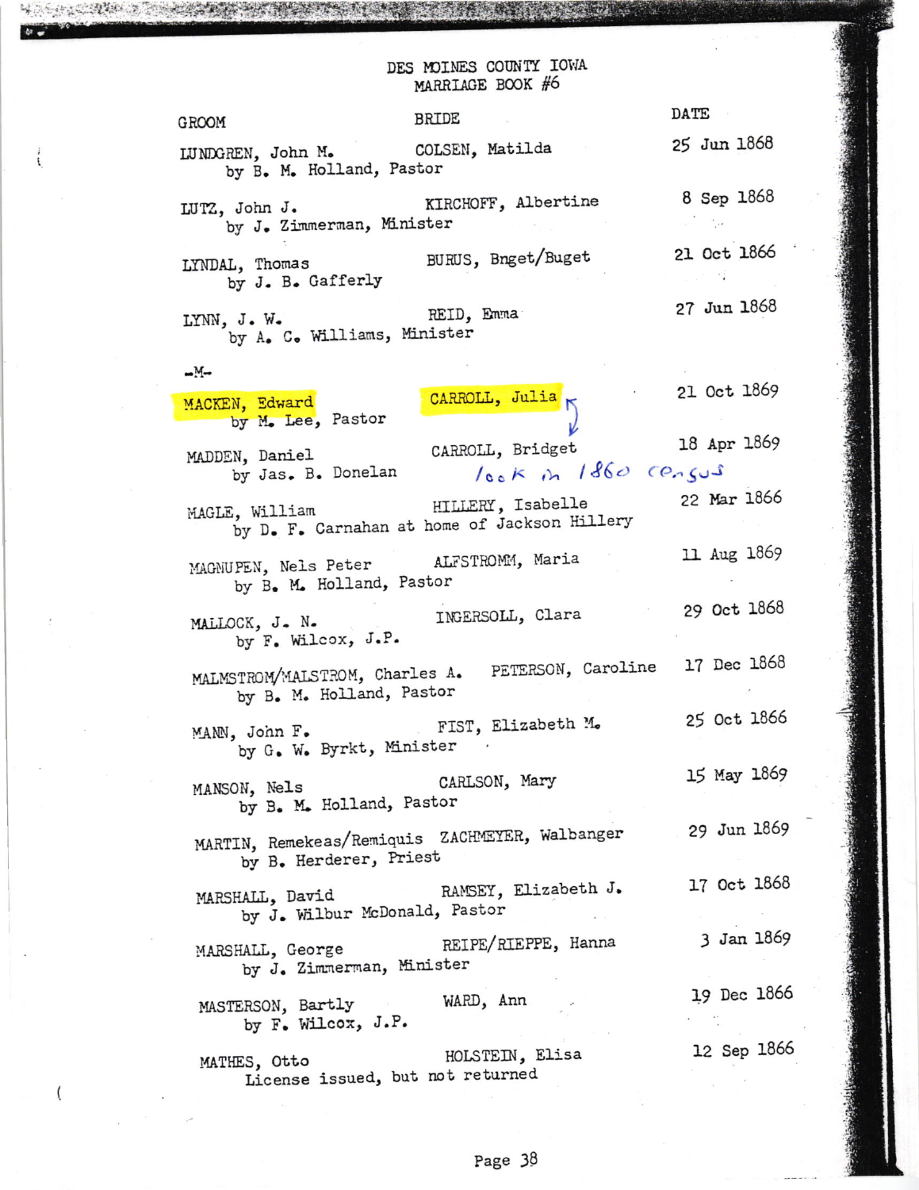DES MOINES COUNTY IOWA
MARRIAGE BOOK #6

| GROOM | BRIDE | DATE |
|---|---|---|
| LUNDGREN, John M. by B. M. Holland, Pastor | COLSEN, Matilda | 25 Jun 1868 |
| LUTZ, John J. by J. Zimmerman, Minister | KIRCHOFF, Albertine | 8 Sep 1868 |
| LYNDAL, Thomas by J. B. Gafferly | BURUS, Bnget/Buget | 21 Oct 1866 |
| LYNN, J. W. by A. C. Williams, Minister | REID, Emma | 27 Jun 1868 |
| -M- | | |
| MACKEN, Edward by M. Lee, Pastor | CARROLL, Julia | 21 Oct 1869 |
| MADDEN, Daniel by Jas. B. Donelan | CARROLL, Bridget *look in 1860 census* | 18 Apr 1869 |
| MAGLE, William by D. F. Carnahan at home of Jackson Hillery | HILLERY, Isabelle | 22 Mar 1866 |
| MAGNUPEN, Nels Peter by B. M. Holland, Pastor | ALFSTROMM, Maria | 11 Aug 1869 |
| MALLOCK, J. N. by F. Wilcox, J.P. | INGERSOLL, Clara | 29 Oct 1868 |
| MALMSTROM/MALSTROM, Charles A. by B. M. Holland, Pastor | PETERSON, Caroline | 17 Dec 1868 |
| MANN, John F. by G. W. Byrkt, Minister | FIST, Elizabeth M. | 25 Oct 1866 |
| MANSON, Nels by B. M. Holland, Pastor | CARLSON, Mary | 15 May 1869 |
| MARTIN, Remekeas/Remiquis by B. Herderer, Priest | ZACHMEYER, Walbanger | 29 Jun 1869 |
| MARSHALL, David by J. Wilbur McDonald, Pastor | RAMSEY, Elizabeth J. | 17 Oct 1868 |
| MARSHALL, George by J. Zimmerman, Minister | REIPE/RIEPPE, Hanna | 3 Jan 1869 |
| MASTERSON, Bartly by F. Wilcox, J.P. | WARD, Ann | 19 Dec 1866 |
| MATHES, Otto License issued, but not returned | HOLSTEIN, Elisa | 12 Sep 1866 |